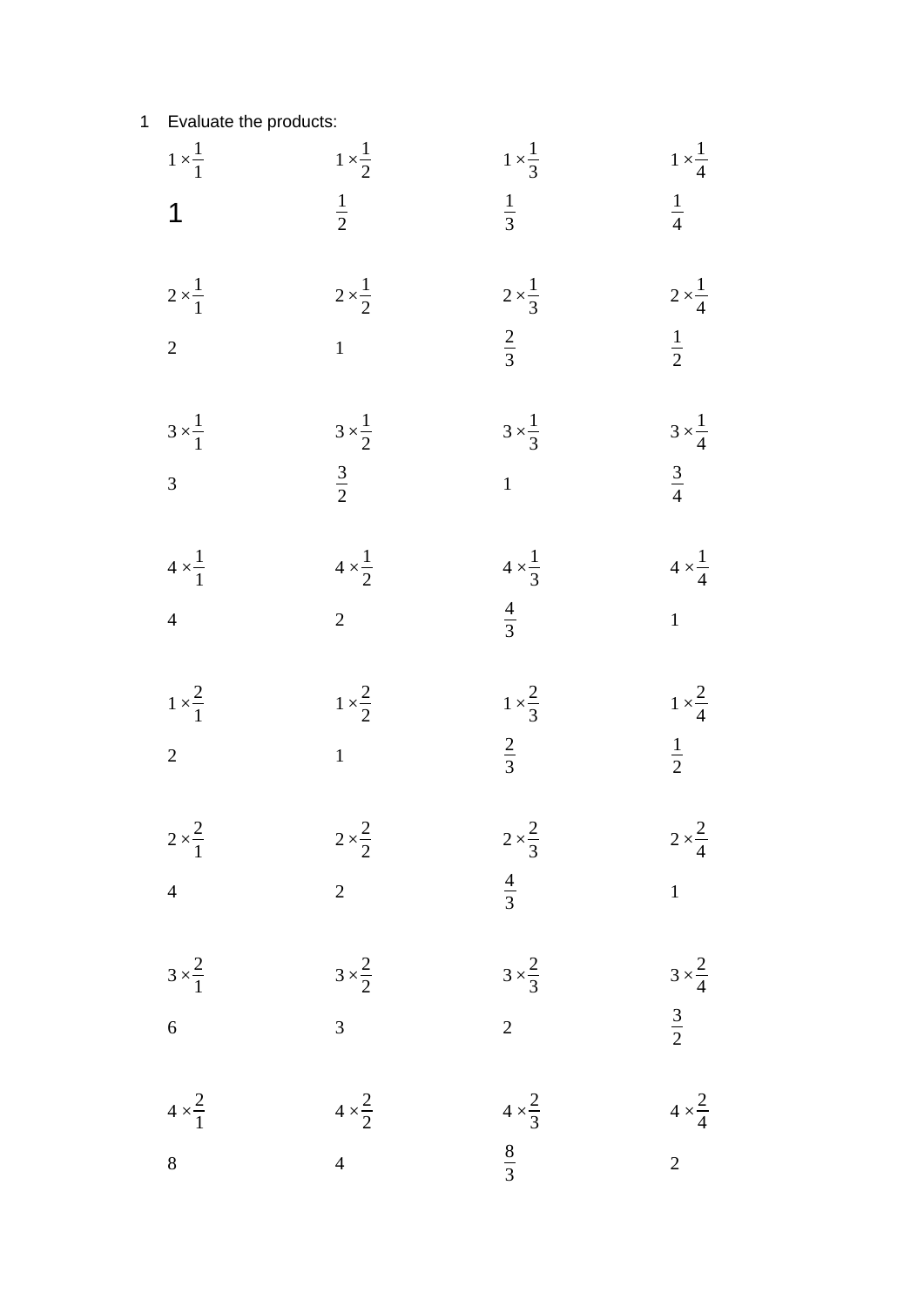1 Evaluate the products:

| | | | |
|---|---|---|---|
| $1 \times \frac{1}{1}$ | $1 \times \frac{1}{2}$ | $1 \times \frac{1}{3}$ | $1 \times \frac{1}{4}$ |
| $1$ | $\frac{1}{2}$ | $\frac{1}{3}$ | $\frac{1}{4}$ |
| $2 \times \frac{1}{1}$ | $2 \times \frac{1}{2}$ | $2 \times \frac{1}{3}$ | $2 \times \frac{1}{4}$ |
| $2$ | $1$ | $\frac{2}{3}$ | $\frac{1}{2}$ |
| $3 \times \frac{1}{1}$ | $3 \times \frac{1}{2}$ | $3 \times \frac{1}{3}$ | $3 \times \frac{1}{4}$ |
| $3$ | $\frac{3}{2}$ | $1$ | $\frac{3}{4}$ |
| $4 \times \frac{1}{1}$ | $4 \times \frac{1}{2}$ | $4 \times \frac{1}{3}$ | $4 \times \frac{1}{4}$ |
| $4$ | $2$ | $\frac{4}{3}$ | $1$ |
| $1 \times \frac{2}{1}$ | $1 \times \frac{2}{2}$ | $1 \times \frac{2}{3}$ | $1 \times \frac{2}{4}$ |
| $2$ | $1$ | $\frac{2}{3}$ | $\frac{1}{2}$ |
| $2 \times \frac{2}{1}$ | $2 \times \frac{2}{2}$ | $2 \times \frac{2}{3}$ | $2 \times \frac{2}{4}$ |
| $4$ | $2$ | $\frac{4}{3}$ | $1$ |
| $3 \times \frac{2}{1}$ | $3 \times \frac{2}{2}$ | $3 \times \frac{2}{3}$ | $3 \times \frac{2}{4}$ |
| $6$ | $3$ | $2$ | $\frac{3}{2}$ |
| $4 \times \frac{2}{1}$ | $4 \times \frac{2}{2}$ | $4 \times \frac{2}{3}$ | $4 \times \frac{2}{4}$ |
| $8$ | $4$ | $\frac{8}{3}$ | $2$ |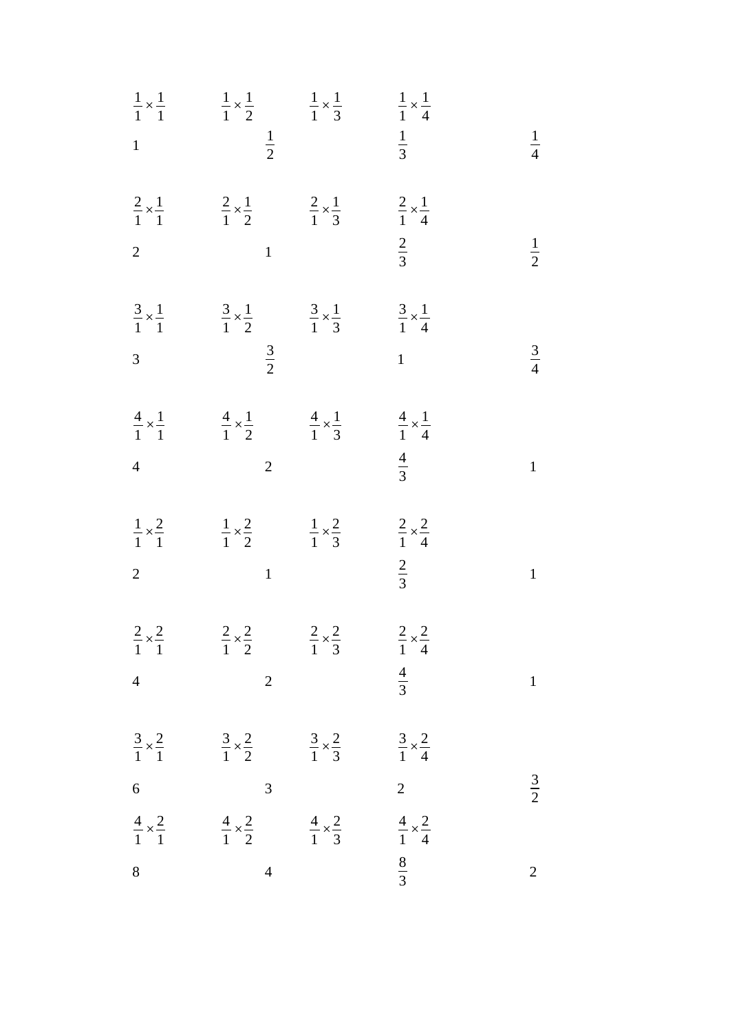$\frac{1}{1}\times\frac{1}{1}$ $\frac{1}{1}\times\frac{1}{2}$ $\frac{1}{1}\times\frac{1}{3}$ $\frac{1}{1}\times\frac{1}{4}$

$1$ $\frac{1}{2}$ $\frac{1}{3}$ $\frac{1}{4}$

$\frac{2}{1}\times\frac{1}{1}$ $\frac{2}{1}\times\frac{1}{2}$ $\frac{2}{1}\times\frac{1}{3}$ $\frac{2}{1}\times\frac{1}{4}$

$2$ $1$ $\frac{2}{3}$ $\frac{1}{2}$

$\frac{3}{1}\times\frac{1}{1}$ $\frac{3}{1}\times\frac{1}{2}$ $\frac{3}{1}\times\frac{1}{3}$ $\frac{3}{1}\times\frac{1}{4}$

$3$ $\frac{3}{2}$ $1$ $\frac{3}{4}$

$\frac{4}{1}\times\frac{1}{1}$ $\frac{4}{1}\times\frac{1}{2}$ $\frac{4}{1}\times\frac{1}{3}$ $\frac{4}{1}\times\frac{1}{4}$

$4$ $2$ $\frac{4}{3}$ $1$

$\frac{1}{1}\times\frac{2}{1}$ $\frac{1}{1}\times\frac{2}{2}$ $\frac{1}{1}\times\frac{2}{3}$ $\frac{2}{1}\times\frac{2}{4}$

$2$ $1$ $\frac{2}{3}$ $1$

$\frac{2}{1}\times\frac{2}{1}$ $\frac{2}{1}\times\frac{2}{2}$ $\frac{2}{1}\times\frac{2}{3}$ $\frac{2}{1}\times\frac{2}{4}$

$4$ $2$ $\frac{4}{3}$ $1$

$\frac{3}{1}\times\frac{2}{1}$ $\frac{3}{1}\times\frac{2}{2}$ $\frac{3}{1}\times\frac{2}{3}$ $\frac{3}{1}\times\frac{2}{4}$

$6$ $3$ $2$ $\frac{3}{2}$

$\frac{4}{1}\times\frac{2}{1}$ $\frac{4}{1}\times\frac{2}{2}$ $\frac{4}{1}\times\frac{2}{3}$ $\frac{4}{1}\times\frac{2}{4}$

$8$ $4$ $\frac{8}{3}$ $2$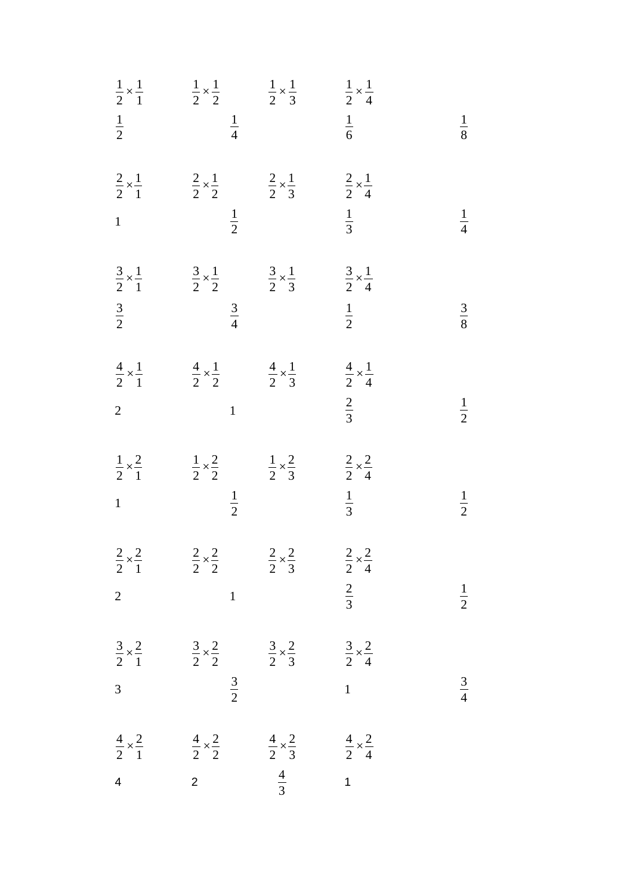$\frac{1}{2}\times\frac{1}{1}$ $\frac{1}{2}\times\frac{1}{2}$ $\frac{1}{2}\times\frac{1}{3}$ $\frac{1}{2}\times\frac{1}{4}$

$\frac{1}{2}$ $\frac{1}{4}$ $\frac{1}{6}$ $\frac{1}{8}$

$\frac{2}{2}\times\frac{1}{1}$ $\frac{2}{2}\times\frac{1}{2}$ $\frac{2}{2}\times\frac{1}{3}$ $\frac{2}{2}\times\frac{1}{4}$

$1$ $\frac{1}{2}$ $\frac{1}{3}$ $\frac{1}{4}$

$\frac{3}{2}\times\frac{1}{1}$ $\frac{3}{2}\times\frac{1}{2}$ $\frac{3}{2}\times\frac{1}{3}$ $\frac{3}{2}\times\frac{1}{4}$

$\frac{3}{2}$ $\frac{3}{4}$ $\frac{1}{2}$ $\frac{3}{8}$

$\frac{4}{2}\times\frac{1}{1}$ $\frac{4}{2}\times\frac{1}{2}$ $\frac{4}{2}\times\frac{1}{3}$ $\frac{4}{2}\times\frac{1}{4}$

$2$ $1$ $\frac{2}{3}$ $\frac{1}{2}$

$\frac{1}{2}\times\frac{2}{1}$ $\frac{1}{2}\times\frac{2}{2}$ $\frac{1}{2}\times\frac{2}{3}$ $\frac{2}{2}\times\frac{2}{4}$

$1$ $\frac{1}{2}$ $\frac{1}{3}$ $\frac{1}{2}$

$\frac{2}{2}\times\frac{2}{1}$ $\frac{2}{2}\times\frac{2}{2}$ $\frac{2}{2}\times\frac{2}{3}$ $\frac{2}{2}\times\frac{2}{4}$

$2$ $1$ $\frac{2}{3}$ $\frac{1}{2}$

$\frac{3}{2}\times\frac{2}{1}$ $\frac{3}{2}\times\frac{2}{2}$ $\frac{3}{2}\times\frac{2}{3}$ $\frac{3}{2}\times\frac{2}{4}$

$3$ $\frac{3}{2}$ $1$ $\frac{3}{4}$

$\frac{4}{2}\times\frac{2}{1}$ $\frac{4}{2}\times\frac{2}{2}$ $\frac{4}{2}\times\frac{2}{3}$ $\frac{4}{2}\times\frac{2}{4}$

$4$ $2$ $\frac{4}{3}$ $1$